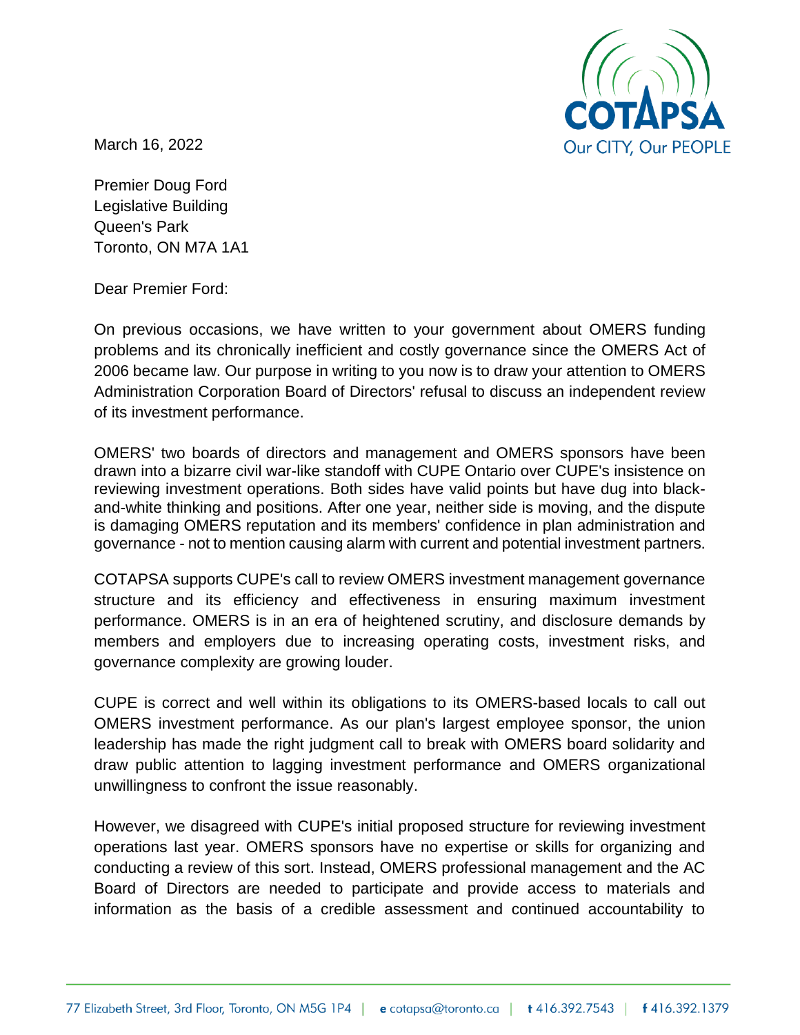COTAPSA
Our CITY, Our PEOPLE

March 16, 2022

Premier Doug Ford
Legislative Building
Queen's Park
Toronto, ON M7A 1A1

Dear Premier Ford:

On previous occasions, we have written to your government about OMERS funding problems and its chronically inefficient and costly governance since the OMERS Act of 2006 became law. Our purpose in writing to you now is to draw your attention to OMERS Administration Corporation Board of Directors' refusal to discuss an independent review of its investment performance.

OMERS' two boards of directors and management and OMERS sponsors have been drawn into a bizarre civil war-like standoff with CUPE Ontario over CUPE's insistence on reviewing investment operations. Both sides have valid points but have dug into black-and-white thinking and positions. After one year, neither side is moving, and the dispute is damaging OMERS reputation and its members' confidence in plan administration and governance - not to mention causing alarm with current and potential investment partners.

COTAPSA supports CUPE's call to review OMERS investment management governance structure and its efficiency and effectiveness in ensuring maximum investment performance. OMERS is in an era of heightened scrutiny, and disclosure demands by members and employers due to increasing operating costs, investment risks, and governance complexity are growing louder.

CUPE is correct and well within its obligations to its OMERS-based locals to call out OMERS investment performance. As our plan's largest employee sponsor, the union leadership has made the right judgment call to break with OMERS board solidarity and draw public attention to lagging investment performance and OMERS organizational unwillingness to confront the issue reasonably.

However, we disagreed with CUPE's initial proposed structure for reviewing investment operations last year. OMERS sponsors have no expertise or skills for organizing and conducting a review of this sort. Instead, OMERS professional management and the AC Board of Directors are needed to participate and provide access to materials and information as the basis of a credible assessment and continued accountability to

77 Elizabeth Street, 3rd Floor, Toronto, ON M5G 1P4 | e cotapsa@toronto.ca | t 416.392.7543 | f 416.392.1379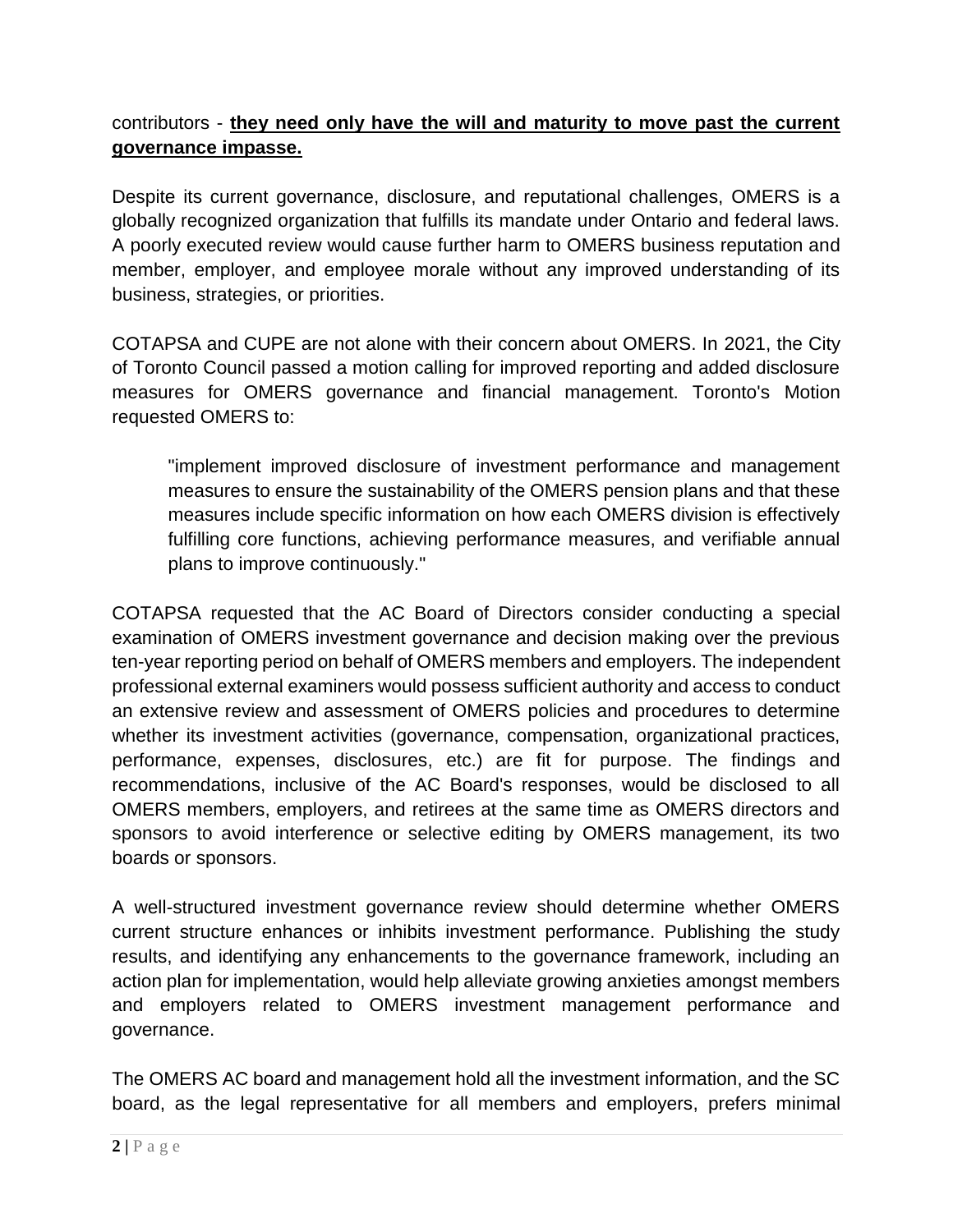contributors - **they need only have the will and maturity to move past the current governance impasse.**

Despite its current governance, disclosure, and reputational challenges, OMERS is a globally recognized organization that fulfills its mandate under Ontario and federal laws. A poorly executed review would cause further harm to OMERS business reputation and member, employer, and employee morale without any improved understanding of its business, strategies, or priorities.

COTAPSA and CUPE are not alone with their concern about OMERS. In 2021, the City of Toronto Council passed a motion calling for improved reporting and added disclosure measures for OMERS governance and financial management. Toronto's Motion requested OMERS to:

> "implement improved disclosure of investment performance and management measures to ensure the sustainability of the OMERS pension plans and that these measures include specific information on how each OMERS division is effectively fulfilling core functions, achieving performance measures, and verifiable annual plans to improve continuously."

COTAPSA requested that the AC Board of Directors consider conducting a special examination of OMERS investment governance and decision making over the previous ten-year reporting period on behalf of OMERS members and employers. The independent professional external examiners would possess sufficient authority and access to conduct an extensive review and assessment of OMERS policies and procedures to determine whether its investment activities (governance, compensation, organizational practices, performance, expenses, disclosures, etc.) are fit for purpose. The findings and recommendations, inclusive of the AC Board's responses, would be disclosed to all OMERS members, employers, and retirees at the same time as OMERS directors and sponsors to avoid interference or selective editing by OMERS management, its two boards or sponsors.

A well-structured investment governance review should determine whether OMERS current structure enhances or inhibits investment performance. Publishing the study results, and identifying any enhancements to the governance framework, including an action plan for implementation, would help alleviate growing anxieties amongst members and employers related to OMERS investment management performance and governance.

The OMERS AC board and management hold all the investment information, and the SC board, as the legal representative for all members and employers, prefers minimal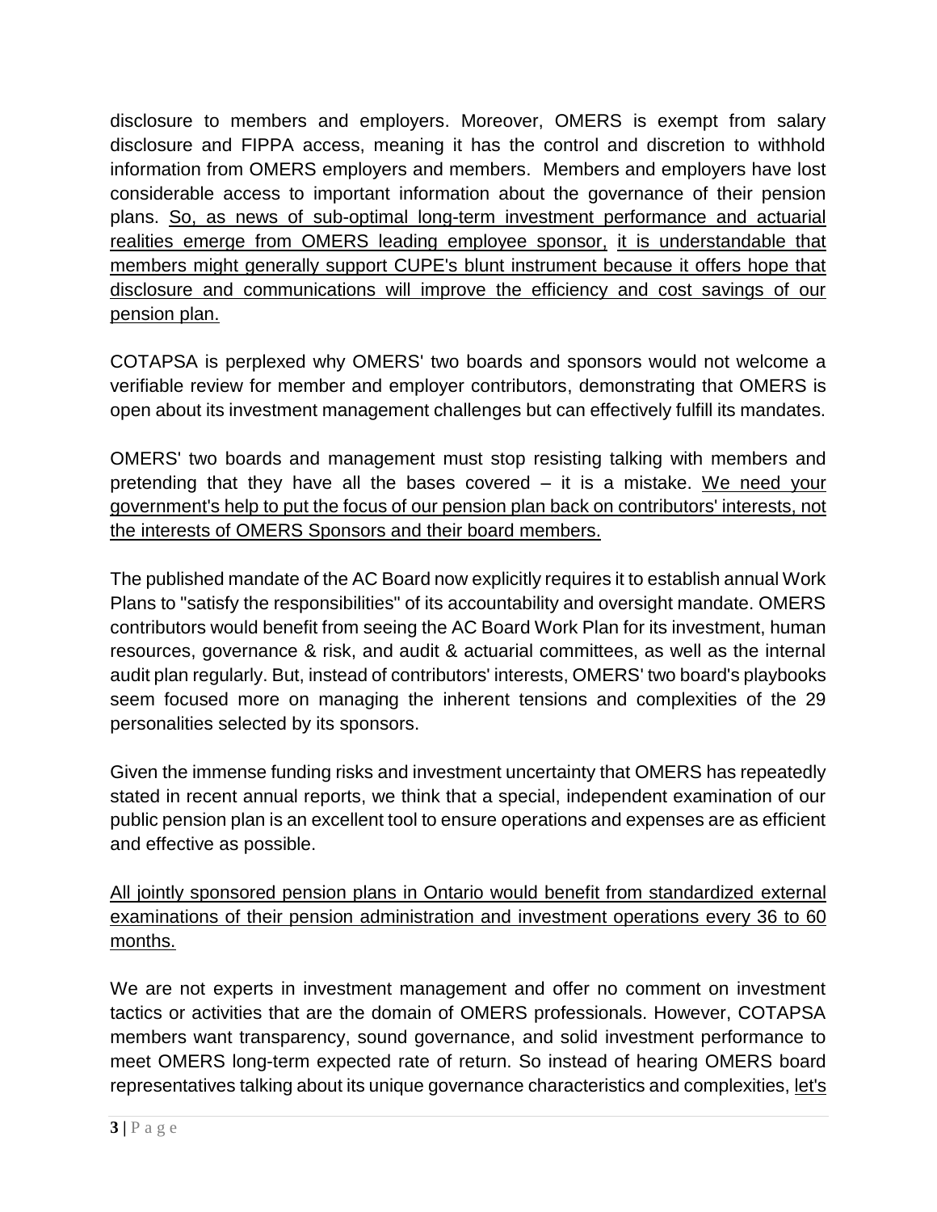disclosure to members and employers. Moreover, OMERS is exempt from salary disclosure and FIPPA access, meaning it has the control and discretion to withhold information from OMERS employers and members. Members and employers have lost considerable access to important information about the governance of their pension plans. <u>So, as news of sub-optimal long-term investment performance and actuarial realities emerge from OMERS leading employee sponsor,</u> <u>it is understandable that members might generally support CUPE's blunt instrument because it offers hope that disclosure and communications will improve the efficiency and cost savings of our pension plan.</u>

COTAPSA is perplexed why OMERS' two boards and sponsors would not welcome a verifiable review for member and employer contributors, demonstrating that OMERS is open about its investment management challenges but can effectively fulfill its mandates.

OMERS' two boards and management must stop resisting talking with members and pretending that they have all the bases covered – it is a mistake. <u>We need your government's help to put the focus of our pension plan back on contributors' interests, not the interests of OMERS Sponsors and their board members.</u>

The published mandate of the AC Board now explicitly requires it to establish annual Work Plans to "satisfy the responsibilities" of its accountability and oversight mandate. OMERS contributors would benefit from seeing the AC Board Work Plan for its investment, human resources, governance & risk, and audit & actuarial committees, as well as the internal audit plan regularly. But, instead of contributors' interests, OMERS' two board's playbooks seem focused more on managing the inherent tensions and complexities of the 29 personalities selected by its sponsors.

Given the immense funding risks and investment uncertainty that OMERS has repeatedly stated in recent annual reports, we think that a special, independent examination of our public pension plan is an excellent tool to ensure operations and expenses are as efficient and effective as possible.

<u>All jointly sponsored pension plans in Ontario would benefit from standardized external examinations of their pension administration and investment operations every 36 to 60 months.</u>

We are not experts in investment management and offer no comment on investment tactics or activities that are the domain of OMERS professionals. However, COTAPSA members want transparency, sound governance, and solid investment performance to meet OMERS long-term expected rate of return. So instead of hearing OMERS board representatives talking about its unique governance characteristics and complexities, <u>let's</u>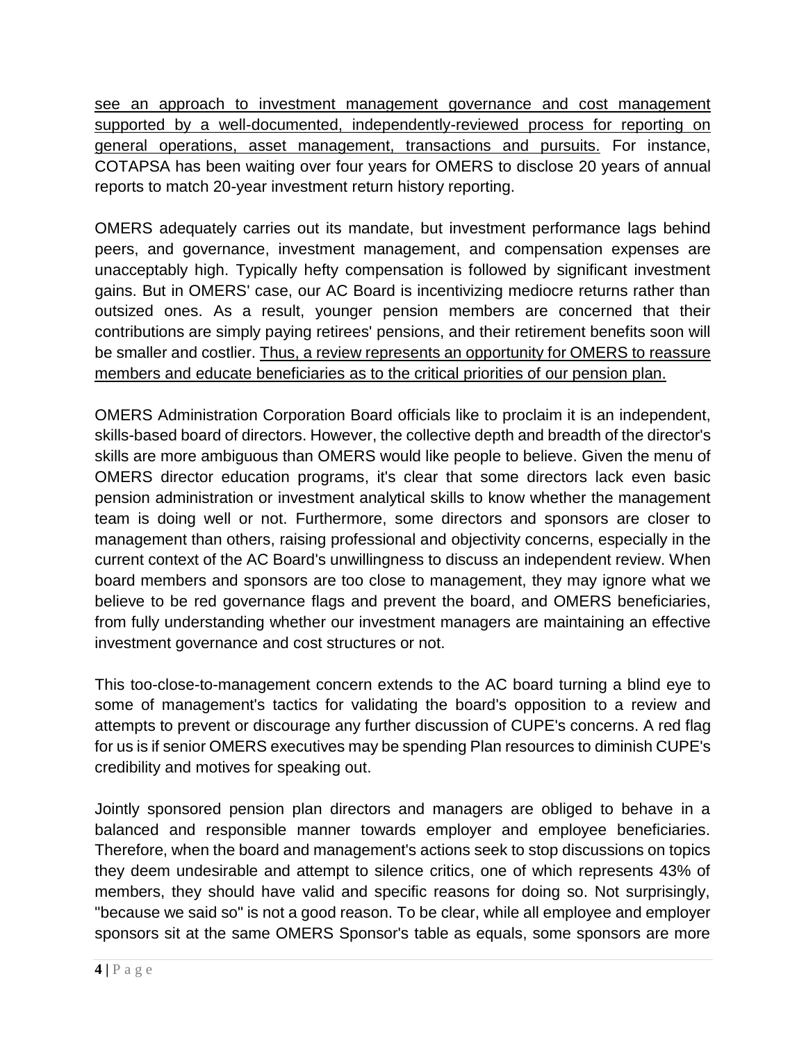<u>see an approach to investment management governance and cost management supported by a well-documented, independently-reviewed process for reporting on general operations, asset management, transactions and pursuits.</u> For instance, COTAPSA has been waiting over four years for OMERS to disclose 20 years of annual reports to match 20-year investment return history reporting.

OMERS adequately carries out its mandate, but investment performance lags behind peers, and governance, investment management, and compensation expenses are unacceptably high. Typically hefty compensation is followed by significant investment gains. But in OMERS' case, our AC Board is incentivizing mediocre returns rather than outsized ones. As a result, younger pension members are concerned that their contributions are simply paying retirees' pensions, and their retirement benefits soon will be smaller and costlier. <u>Thus, a review represents an opportunity for OMERS to reassure members and educate beneficiaries as to the critical priorities of our pension plan.</u>

OMERS Administration Corporation Board officials like to proclaim it is an independent, skills-based board of directors. However, the collective depth and breadth of the director's skills are more ambiguous than OMERS would like people to believe. Given the menu of OMERS director education programs, it's clear that some directors lack even basic pension administration or investment analytical skills to know whether the management team is doing well or not. Furthermore, some directors and sponsors are closer to management than others, raising professional and objectivity concerns, especially in the current context of the AC Board's unwillingness to discuss an independent review. When board members and sponsors are too close to management, they may ignore what we believe to be red governance flags and prevent the board, and OMERS beneficiaries, from fully understanding whether our investment managers are maintaining an effective investment governance and cost structures or not.

This too-close-to-management concern extends to the AC board turning a blind eye to some of management's tactics for validating the board's opposition to a review and attempts to prevent or discourage any further discussion of CUPE's concerns. A red flag for us is if senior OMERS executives may be spending Plan resources to diminish CUPE's credibility and motives for speaking out.

Jointly sponsored pension plan directors and managers are obliged to behave in a balanced and responsible manner towards employer and employee beneficiaries. Therefore, when the board and management's actions seek to stop discussions on topics they deem undesirable and attempt to silence critics, one of which represents 43% of members, they should have valid and specific reasons for doing so. Not surprisingly, "because we said so" is not a good reason. To be clear, while all employee and employer sponsors sit at the same OMERS Sponsor's table as equals, some sponsors are more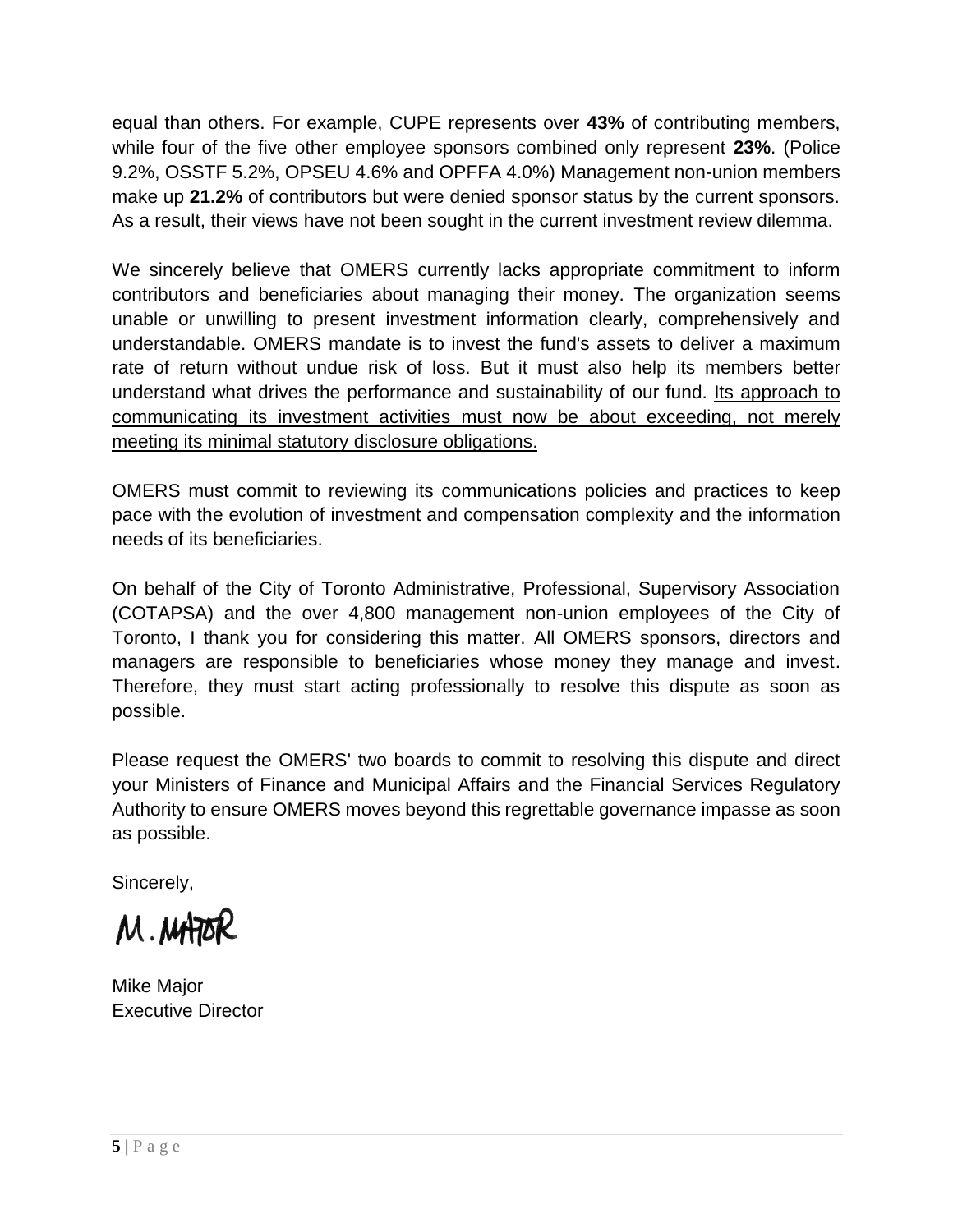equal than others. For example, CUPE represents over **43%** of contributing members, while four of the five other employee sponsors combined only represent **23%**. (Police 9.2%, OSSTF 5.2%, OPSEU 4.6% and OPFFA 4.0%) Management non-union members make up **21.2%** of contributors but were denied sponsor status by the current sponsors. As a result, their views have not been sought in the current investment review dilemma.

We sincerely believe that OMERS currently lacks appropriate commitment to inform contributors and beneficiaries about managing their money. The organization seems unable or unwilling to present investment information clearly, comprehensively and understandable. OMERS mandate is to invest the fund's assets to deliver a maximum rate of return without undue risk of loss. But it must also help its members better understand what drives the performance and sustainability of our fund. <u>Its approach to communicating its investment activities must now be about exceeding, not merely meeting its minimal statutory disclosure obligations.</u>

OMERS must commit to reviewing its communications policies and practices to keep pace with the evolution of investment and compensation complexity and the information needs of its beneficiaries.

On behalf of the City of Toronto Administrative, Professional, Supervisory Association (COTAPSA) and the over 4,800 management non-union employees of the City of Toronto, I thank you for considering this matter. All OMERS sponsors, directors and managers are responsible to beneficiaries whose money they manage and invest. Therefore, they must start acting professionally to resolve this dispute as soon as possible.

Please request the OMERS' two boards to commit to resolving this dispute and direct your Ministers of Finance and Municipal Affairs and the Financial Services Regulatory Authority to ensure OMERS moves beyond this regrettable governance impasse as soon as possible.

Sincerely,

M. MAJOR

Mike Major
Executive Director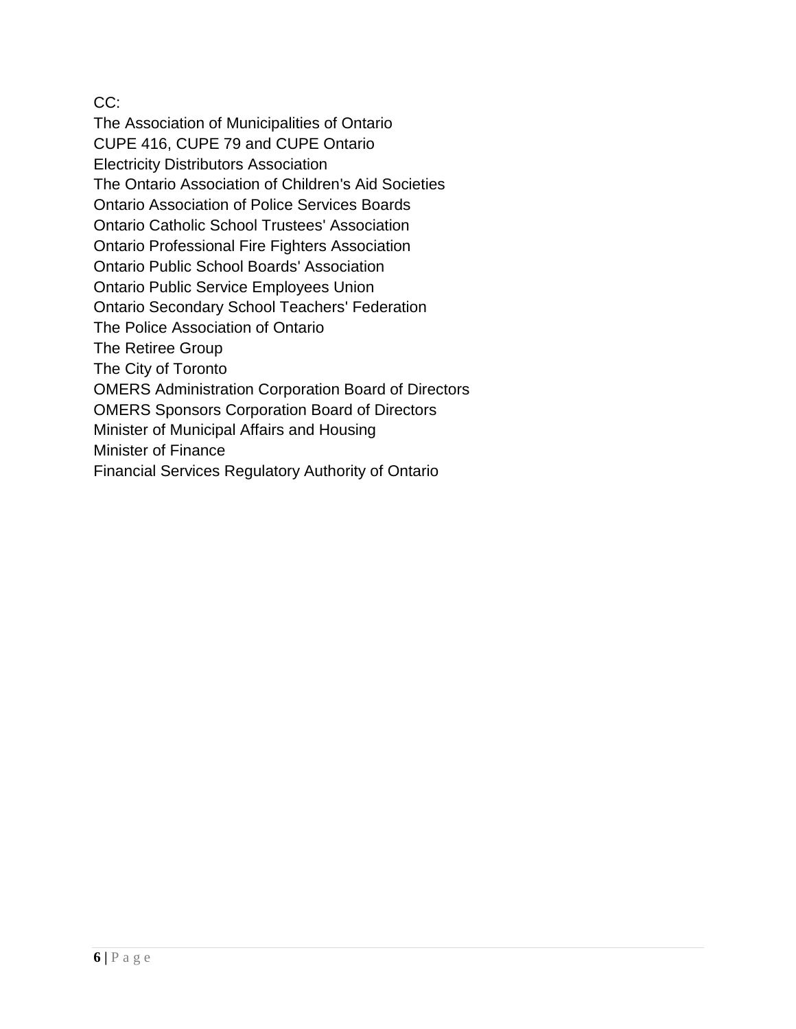CC:

The Association of Municipalities of Ontario
CUPE 416, CUPE 79 and CUPE Ontario
Electricity Distributors Association
The Ontario Association of Children's Aid Societies
Ontario Association of Police Services Boards
Ontario Catholic School Trustees' Association
Ontario Professional Fire Fighters Association
Ontario Public School Boards' Association
Ontario Public Service Employees Union
Ontario Secondary School Teachers' Federation
The Police Association of Ontario
The Retiree Group
The City of Toronto
OMERS Administration Corporation Board of Directors
OMERS Sponsors Corporation Board of Directors
Minister of Municipal Affairs and Housing
Minister of Finance
Financial Services Regulatory Authority of Ontario